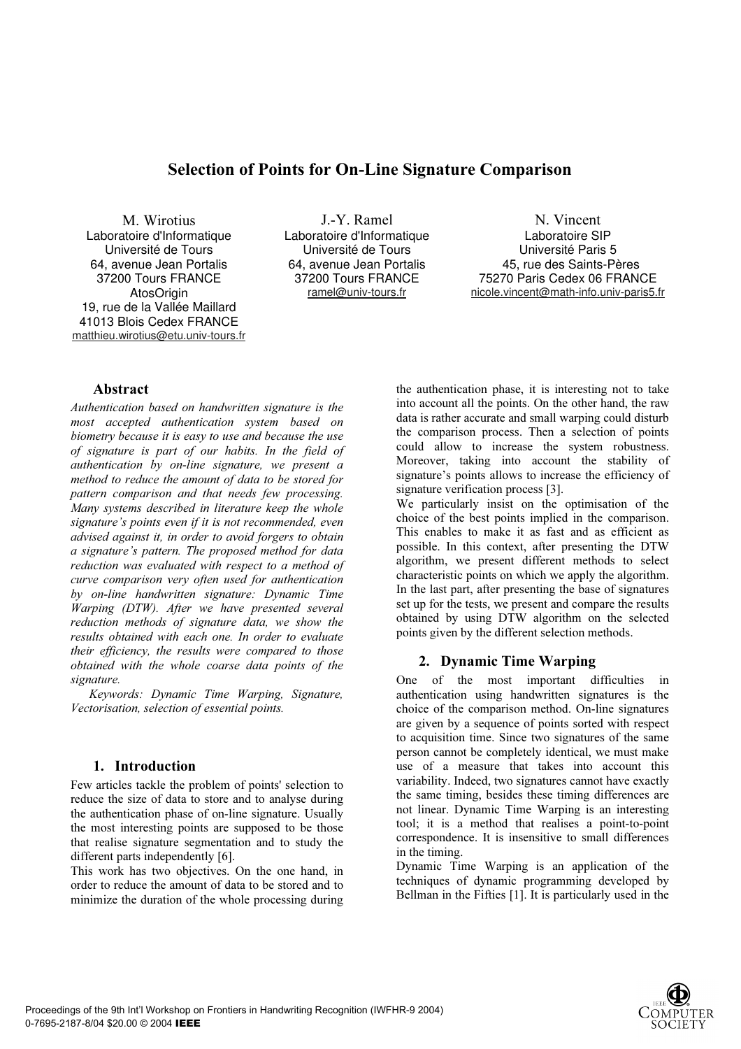# Selection of Points for On-Line Signature Comparison

M. Wirotius
Laboratoire d'Informatique
Université de Tours
64, avenue Jean Portalis
37200 Tours FRANCE
AtosOrigin
19, rue de la Vallée Maillard
41013 Blois Cedex FRANCE
matthieu.wirotius@etu.univ-tours.fr

J.-Y. Ramel
Laboratoire d'Informatique
Université de Tours
64, avenue Jean Portalis
37200 Tours FRANCE
ramel@univ-tours.fr

N. Vincent
Laboratoire SIP
Université Paris 5
45, rue des Saints-Pères
75270 Paris Cedex 06 FRANCE
nicole.vincent@math-info.univ-paris5.fr

## Abstract

*Authentication based on handwritten signature is the most accepted authentication system based on biometry because it is easy to use and because the use of signature is part of our habits. In the field of authentication by on-line signature, we present a method to reduce the amount of data to be stored for pattern comparison and that needs few processing. Many systems described in literature keep the whole signature's points even if it is not recommended, even advised against it, in order to avoid forgers to obtain a signature's pattern. The proposed method for data reduction was evaluated with respect to a method of curve comparison very often used for authentication by on-line handwritten signature: Dynamic Time Warping (DTW). After we have presented several reduction methods of signature data, we show the results obtained with each one. In order to evaluate their efficiency, the results were compared to those obtained with the whole coarse data points of the signature.*

*Keywords: Dynamic Time Warping, Signature, Vectorisation, selection of essential points.*

## 1. Introduction

Few articles tackle the problem of points' selection to reduce the size of data to store and to analyse during the authentication phase of on-line signature. Usually the most interesting points are supposed to be those that realise signature segmentation and to study the different parts independently [6].

This work has two objectives. On the one hand, in order to reduce the amount of data to be stored and to minimize the duration of the whole processing during the authentication phase, it is interesting not to take into account all the points. On the other hand, the raw data is rather accurate and small warping could disturb the comparison process. Then a selection of points could allow to increase the system robustness. Moreover, taking into account the stability of signature's points allows to increase the efficiency of signature verification process [3].

We particularly insist on the optimisation of the choice of the best points implied in the comparison. This enables to make it as fast and as efficient as possible. In this context, after presenting the DTW algorithm, we present different methods to select characteristic points on which we apply the algorithm. In the last part, after presenting the base of signatures set up for the tests, we present and compare the results obtained by using DTW algorithm on the selected points given by the different selection methods.

## 2. Dynamic Time Warping

One of the most important difficulties in authentication using handwritten signatures is the choice of the comparison method. On-line signatures are given by a sequence of points sorted with respect to acquisition time. Since two signatures of the same person cannot be completely identical, we must make use of a measure that takes into account this variability. Indeed, two signatures cannot have exactly the same timing, besides these timing differences are not linear. Dynamic Time Warping is an interesting tool; it is a method that realises a point-to-point correspondence. It is insensitive to small differences in the timing.

Dynamic Time Warping is an application of the techniques of dynamic programming developed by Bellman in the Fifties [1]. It is particularly used in the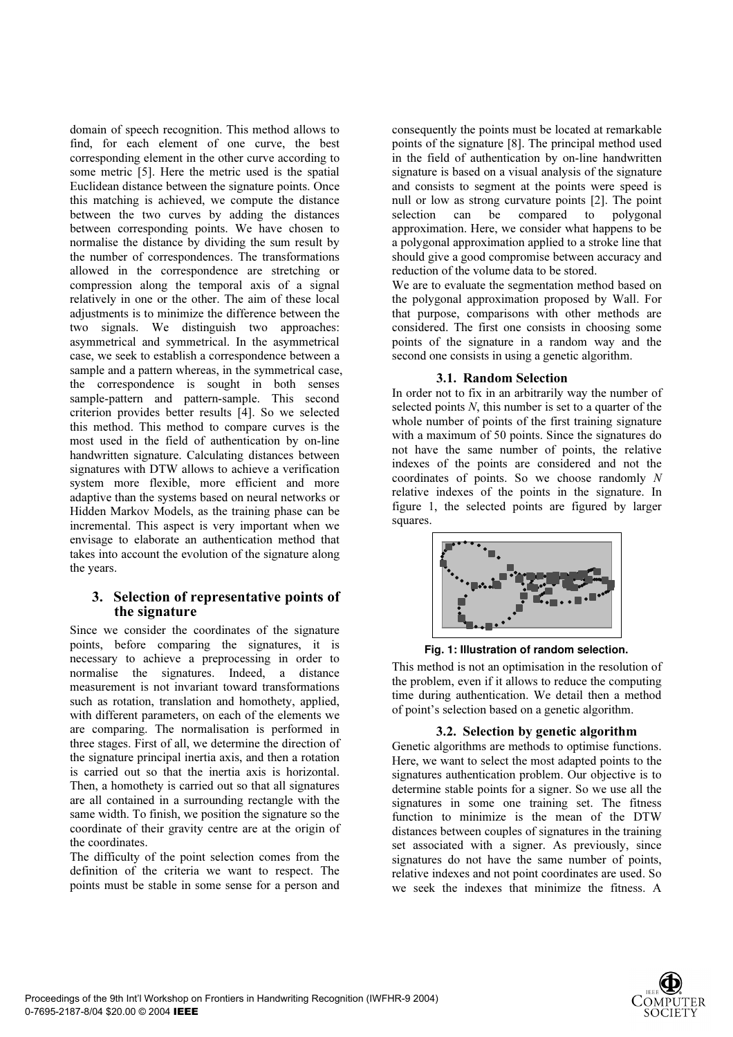domain of speech recognition. This method allows to find, for each element of one curve, the best corresponding element in the other curve according to some metric [5]. Here the metric used is the spatial Euclidean distance between the signature points. Once this matching is achieved, we compute the distance between the two curves by adding the distances between corresponding points. We have chosen to normalise the distance by dividing the sum result by the number of correspondences. The transformations allowed in the correspondence are stretching or compression along the temporal axis of a signal relatively in one or the other. The aim of these local adjustments is to minimize the difference between the two signals. We distinguish two approaches: asymmetrical and symmetrical. In the asymmetrical case, we seek to establish a correspondence between a sample and a pattern whereas, in the symmetrical case, the correspondence is sought in both senses sample-pattern and pattern-sample. This second criterion provides better results [4]. So we selected this method. This method to compare curves is the most used in the field of authentication by on-line handwritten signature. Calculating distances between signatures with DTW allows to achieve a verification system more flexible, more efficient and more adaptive than the systems based on neural networks or Hidden Markov Models, as the training phase can be incremental. This aspect is very important when we envisage to elaborate an authentication method that takes into account the evolution of the signature along the years.

## 3. Selection of representative points of the signature

Since we consider the coordinates of the signature points, before comparing the signatures, it is necessary to achieve a preprocessing in order to normalise the signatures. Indeed, a distance measurement is not invariant toward transformations such as rotation, translation and homothety, applied, with different parameters, on each of the elements we are comparing. The normalisation is performed in three stages. First of all, we determine the direction of the signature principal inertia axis, and then a rotation is carried out so that the inertia axis is horizontal. Then, a homothety is carried out so that all signatures are all contained in a surrounding rectangle with the same width. To finish, we position the signature so the coordinate of their gravity centre are at the origin of the coordinates.

The difficulty of the point selection comes from the definition of the criteria we want to respect. The points must be stable in some sense for a person and consequently the points must be located at remarkable points of the signature [8]. The principal method used in the field of authentication by on-line handwritten signature is based on a visual analysis of the signature and consists to segment at the points were speed is null or low as strong curvature points [2]. The point selection can be compared to polygonal approximation. Here, we consider what happens to be a polygonal approximation applied to a stroke line that should give a good compromise between accuracy and reduction of the volume data to be stored.

We are to evaluate the segmentation method based on the polygonal approximation proposed by Wall. For that purpose, comparisons with other methods are considered. The first one consists in choosing some points of the signature in a random way and the second one consists in using a genetic algorithm.

### 3.1. Random Selection

In order not to fix in an arbitrarily way the number of selected points $N$, this number is set to a quarter of the whole number of points of the first training signature with a maximum of 50 points. Since the signatures do not have the same number of points, the relative indexes of the points are considered and not the coordinates of points. So we choose randomly $N$ relative indexes of the points in the signature. In figure 1, the selected points are figured by larger squares.

**Fig. 1: Illustration of random selection.**

This method is not an optimisation in the resolution of the problem, even if it allows to reduce the computing time during authentication. We detail then a method of point's selection based on a genetic algorithm.

### 3.2. Selection by genetic algorithm

Genetic algorithms are methods to optimise functions. Here, we want to select the most adapted points to the signatures authentication problem. Our objective is to determine stable points for a signer. So we use all the signatures in some one training set. The fitness function to minimize is the mean of the DTW distances between couples of signatures in the training set associated with a signer. As previously, since signatures do not have the same number of points, relative indexes and not point coordinates are used. So we seek the indexes that minimize the fitness. A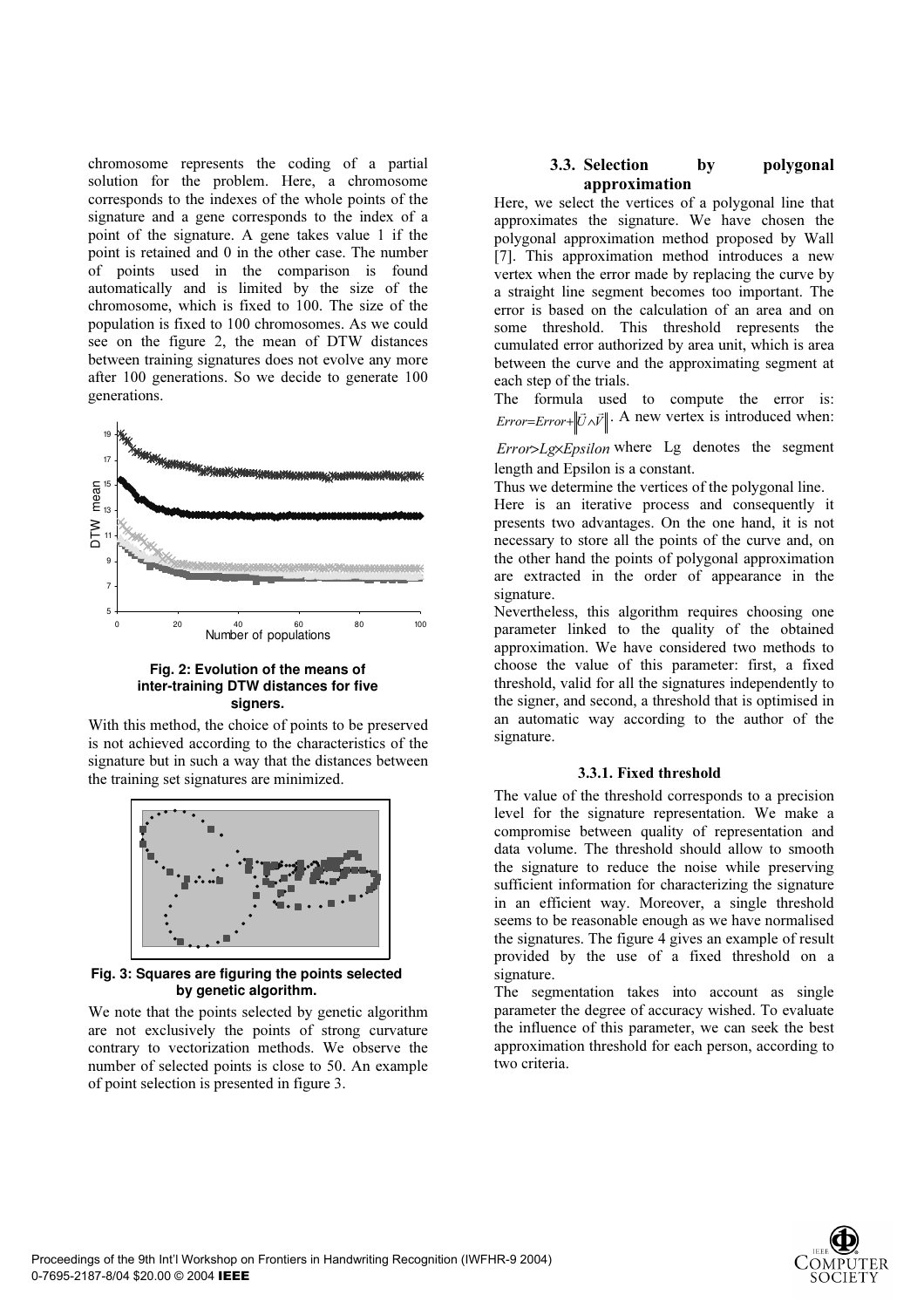chromosome represents the coding of a partial solution for the problem. Here, a chromosome corresponds to the indexes of the whole points of the signature and a gene corresponds to the index of a point of the signature. A gene takes value 1 if the point is retained and 0 in the other case. The number of points used in the comparison is found automatically and is limited by the size of the chromosome, which is fixed to 100. The size of the population is fixed to 100 chromosomes. As we could see on the figure 2, the mean of DTW distances between training signatures does not evolve any more after 100 generations. So we decide to generate 100 generations.

**Fig. 2: Evolution of the means of inter-training DTW distances for five signers.**

With this method, the choice of points to be preserved is not achieved according to the characteristics of the signature but in such a way that the distances between the training set signatures are minimized.

**Fig. 3: Squares are figuring the points selected by genetic algorithm.**

We note that the points selected by genetic algorithm are not exclusively the points of strong curvature contrary to vectorization methods. We observe the number of selected points is close to 50. An example of point selection is presented in figure 3.

### 3.3. Selection by polygonal approximation

Here, we select the vertices of a polygonal line that approximates the signature. We have chosen the polygonal approximation method proposed by Wall [7]. This approximation method introduces a new vertex when the error made by replacing the curve by a straight line segment becomes too important. The error is based on the calculation of an area and on some threshold. This threshold represents the cumulated error authorized by area unit, which is area between the curve and the approximating segment at each step of the trials.

The formula used to compute the error is: $Error = Error + \|\vec{U} \wedge \vec{V}\|$. A new vertex is introduced when: $Error > Lg \times Epsilon$ where Lg denotes the segment length and Epsilon is a constant.

Thus we determine the vertices of the polygonal line.

Here is an iterative process and consequently it presents two advantages. On the one hand, it is not necessary to store all the points of the curve and, on the other hand the points of polygonal approximation are extracted in the order of appearance in the signature.

Nevertheless, this algorithm requires choosing one parameter linked to the quality of the obtained approximation. We have considered two methods to choose the value of this parameter: first, a fixed threshold, valid for all the signatures independently to the signer, and second, a threshold that is optimised in an automatic way according to the author of the signature.

#### 3.3.1. Fixed threshold

The value of the threshold corresponds to a precision level for the signature representation. We make a compromise between quality of representation and data volume. The threshold should allow to smooth the signature to reduce the noise while preserving sufficient information for characterizing the signature in an efficient way. Moreover, a single threshold seems to be reasonable enough as we have normalised the signatures. The figure 4 gives an example of result provided by the use of a fixed threshold on a signature.

The segmentation takes into account as single parameter the degree of accuracy wished. To evaluate the influence of this parameter, we can seek the best approximation threshold for each person, according to two criteria.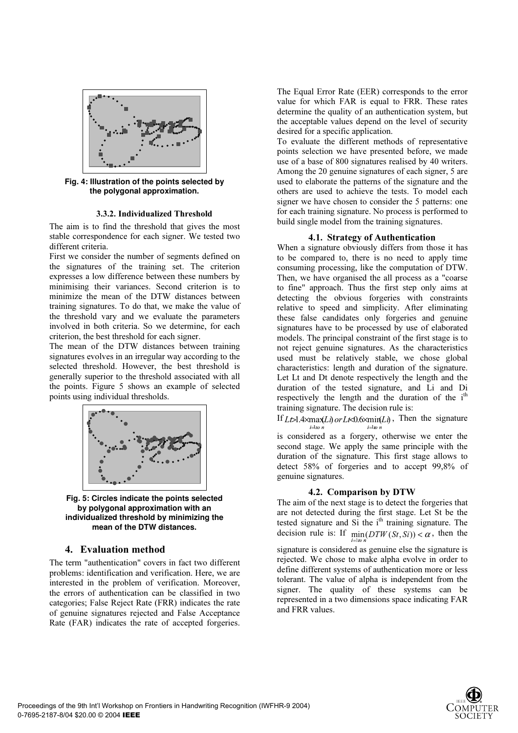Fig. 4: Illustration of the points selected by the polygonal approximation.

#### 3.3.2. Individualized Threshold

The aim is to find the threshold that gives the most stable correspondence for each signer. We tested two different criteria.

First we consider the number of segments defined on the signatures of the training set. The criterion expresses a low difference between these numbers by minimising their variances. Second criterion is to minimize the mean of the DTW distances between training signatures. To do that, we make the value of the threshold vary and we evaluate the parameters involved in both criteria. So we determine, for each criterion, the best threshold for each signer.

The mean of the DTW distances between training signatures evolves in an irregular way according to the selected threshold. However, the best threshold is generally superior to the threshold associated with all the points. Figure 5 shows an example of selected points using individual thresholds.

Fig. 5: Circles indicate the points selected by polygonal approximation with an individualized threshold by minimizing the mean of the DTW distances.

## 4. Evaluation method

The term "authentication" covers in fact two different problems: identification and verification. Here, we are interested in the problem of verification. Moreover, the errors of authentication can be classified in two categories; False Reject Rate (FRR) indicates the rate of genuine signatures rejected and False Acceptance Rate (FAR) indicates the rate of accepted forgeries. The Equal Error Rate (EER) corresponds to the error value for which FAR is equal to FRR. These rates determine the quality of an authentication system, but the acceptable values depend on the level of security desired for a specific application.

To evaluate the different methods of representative points selection we have presented before, we made use of a base of 800 signatures realised by 40 writers. Among the 20 genuine signatures of each signer, 5 are used to elaborate the patterns of the signature and the others are used to achieve the tests. To model each signer we have chosen to consider the 5 patterns: one for each training signature. No process is performed to build single model from the training signatures.

### 4.1. Strategy of Authentication

When a signature obviously differs from those it has to be compared to, there is no need to apply time consuming processing, like the computation of DTW. Then, we have organised the all process as a "coarse to fine" approach. Thus the first step only aims at detecting the obvious forgeries with constraints relative to speed and simplicity. After eliminating these false candidates only forgeries and genuine signatures have to be processed by use of elaborated models. The principal constraint of the first stage is to not reject genuine signatures. As the characteristics used must be relatively stable, we chose global characteristics: length and duration of the signature. Let Lt and Dt denote respectively the length and the duration of the tested signature, and Li and Di respectively the length and the duration of the i[th] training signature. The decision rule is:

If $Lt > 1.4 \times \max_{i=1 \, to \, n}(Li) \; or \; Lt < 0.6 \times \min_{i=1 \, to \, n}(Li)$, Then the signature is considered as a forgery, otherwise we enter the second stage. We apply the same principle with the duration of the signature. This first stage allows to detect 58% of forgeries and to accept 99,8% of genuine signatures.

### 4.2. Comparison by DTW

The aim of the next stage is to detect the forgeries that are not detected during the first stage. Let St be the tested signature and Si the i[th] training signature. The decision rule is: If $\min_{i=1 \, to \, n}(DTW(St, Si)) < \alpha$, then the signature is considered as genuine else the signature is rejected. We chose to make alpha evolve in order to define different systems of authentication more or less tolerant. The value of alpha is independent from the signer. The quality of these systems can be represented in a two dimensions space indicating FAR and FRR values.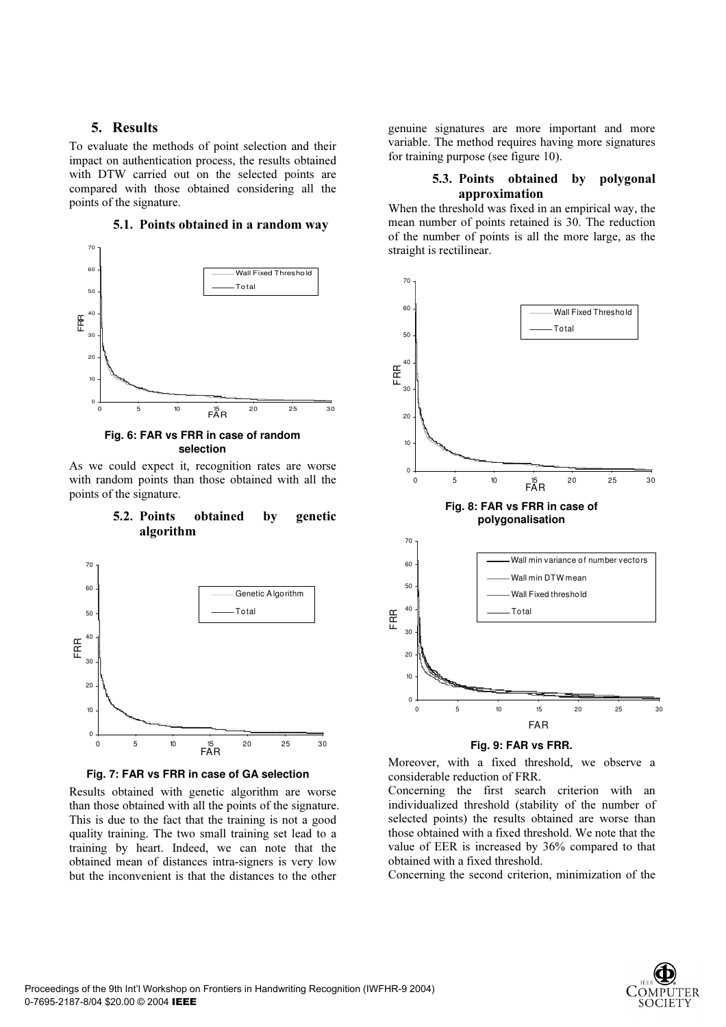## 5. Results

To evaluate the methods of point selection and their impact on authentication process, the results obtained with DTW carried out on the selected points are compared with those obtained considering all the points of the signature.

### 5.1. Points obtained in a random way

**Fig. 6: FAR vs FRR in case of random selection**

As we could expect it, recognition rates are worse with random points than those obtained with all the points of the signature.

### 5.2. Points obtained by genetic algorithm

**Fig. 7: FAR vs FRR in case of GA selection**

Results obtained with genetic algorithm are worse than those obtained with all the points of the signature. This is due to the fact that the training is not a good quality training. The two small training set lead to a training by heart. Indeed, we can note that the obtained mean of distances intra-signers is very low but the inconvenient is that the distances to the other genuine signatures are more important and more variable. The method requires having more signatures for training purpose (see figure 10).

### 5.3. Points obtained by polygonal approximation

When the threshold was fixed in an empirical way, the mean number of points retained is 30. The reduction of the number of points is all the more large, as the straight is rectilinear.

**Fig. 8: FAR vs FRR in case of polygonalisation**

**Fig. 9: FAR vs FRR.**

Moreover, with a fixed threshold, we observe a considerable reduction of FRR.

Concerning the first search criterion with an individualized threshold (stability of the number of selected points) the results obtained are worse than those obtained with a fixed threshold. We note that the value of EER is increased by 36% compared to that obtained with a fixed threshold.

Concerning the second criterion, minimization of the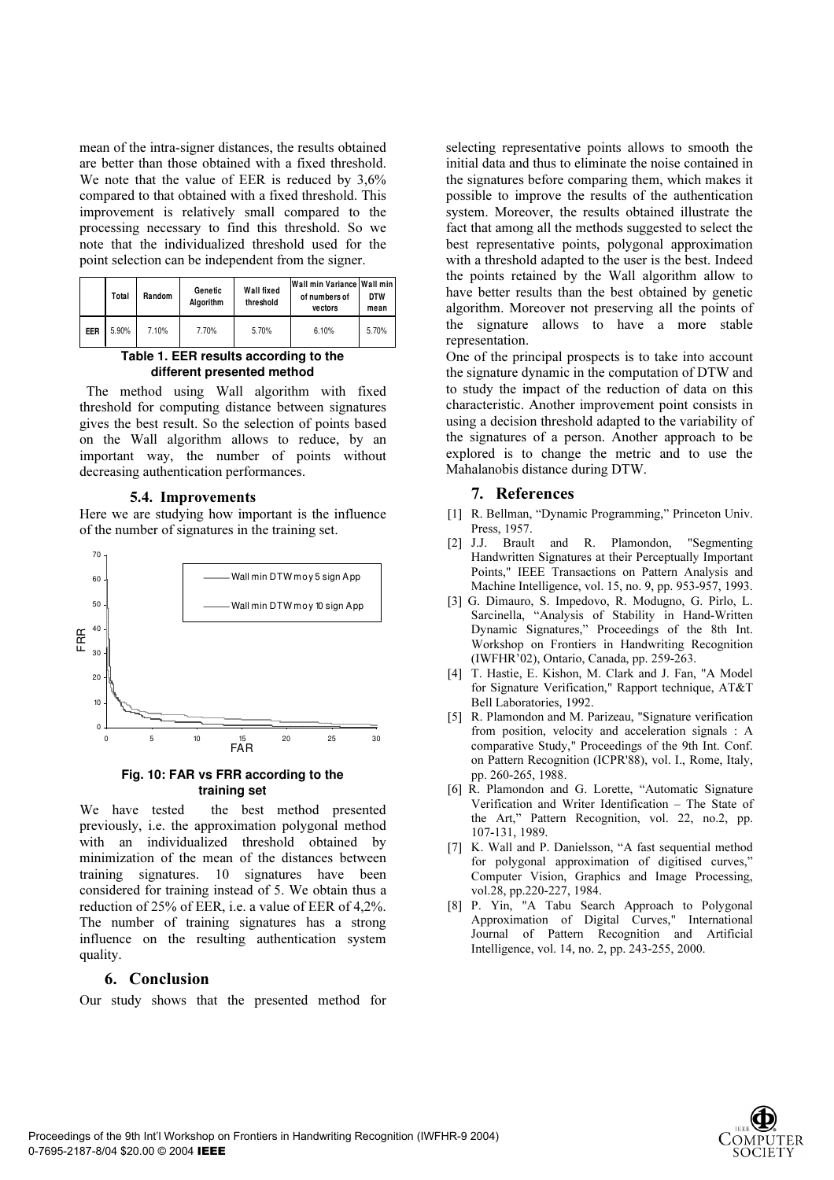mean of the intra-signer distances, the results obtained are better than those obtained with a fixed threshold. We note that the value of EER is reduced by 3,6% compared to that obtained with a fixed threshold. This improvement is relatively small compared to the processing necessary to find this threshold. So we note that the individualized threshold used for the point selection can be independent from the signer.

| | Total | Random | Genetic Algorithm | Wall fixed threshold | Wall min Variance of numbers of vectors | Wall min DTW mean |
|---|---|---|---|---|---|---|
| **EER** | 5.90% | 7.10% | 7.70% | 5.70% | 6.10% | 5.70% |

**Table 1. EER results according to the different presented method**

The method using Wall algorithm with fixed threshold for computing distance between signatures gives the best result. So the selection of points based on the Wall algorithm allows to reduce, by an important way, the number of points without decreasing authentication performances.

### 5.4. Improvements

Here we are studying how important is the influence of the number of signatures in the training set.

FRR
70
60
50
40
30
20
10
0
0 5 10 15 20 25 30
FAR
Wall min DTW moy 5 sign App
Wall min DTW moy 10 sign App

**Fig. 10: FAR vs FRR according to the training set**

We have tested the best method presented previously, i.e. the approximation polygonal method with an individualized threshold obtained by minimization of the mean of the distances between training signatures. 10 signatures have been considered for training instead of 5. We obtain thus a reduction of 25% of EER, i.e. a value of EER of 4,2%. The number of training signatures has a strong influence on the resulting authentication system quality.

## 6. Conclusion

Our study shows that the presented method for selecting representative points allows to smooth the initial data and thus to eliminate the noise contained in the signatures before comparing them, which makes it possible to improve the results of the authentication system. Moreover, the results obtained illustrate the fact that among all the methods suggested to select the best representative points, polygonal approximation with a threshold adapted to the user is the best. Indeed the points retained by the Wall algorithm allow to have better results than the best obtained by genetic algorithm. Moreover not preserving all the points of the signature allows to have a more stable representation.

One of the principal prospects is to take into account the signature dynamic in the computation of DTW and to study the impact of the reduction of data on this characteristic. Another improvement point consists in using a decision threshold adapted to the variability of the signatures of a person. Another approach to be explored is to change the metric and to use the Mahalanobis distance during DTW.

## 7. References

[1] R. Bellman, "Dynamic Programming," Princeton Univ. Press, 1957.

[2] J.J. Brault and R. Plamondon, "Segmenting Handwritten Signatures at their Perceptually Important Points," IEEE Transactions on Pattern Analysis and Machine Intelligence, vol. 15, no. 9, pp. 953-957, 1993.

[3] G. Dimauro, S. Impedovo, R. Modugno, G. Pirlo, L. Sarcinella, "Analysis of Stability in Hand-Written Dynamic Signatures," Proceedings of the 8th Int. Workshop on Frontiers in Handwriting Recognition (IWFHR'02), Ontario, Canada, pp. 259-263.

[4] T. Hastie, E. Kishon, M. Clark and J. Fan, "A Model for Signature Verification," Rapport technique, AT&T Bell Laboratories, 1992.

[5] R. Plamondon and M. Parizeau, "Signature verification from position, velocity and acceleration signals : A comparative Study," Proceedings of the 9th Int. Conf. on Pattern Recognition (ICPR'88), vol. I., Rome, Italy, pp. 260-265, 1988.

[6] R. Plamondon and G. Lorette, "Automatic Signature Verification and Writer Identification – The State of the Art," Pattern Recognition, vol. 22, no.2, pp. 107-131, 1989.

[7] K. Wall and P. Danielsson, "A fast sequential method for polygonal approximation of digitised curves," Computer Vision, Graphics and Image Processing, vol.28, pp.220-227, 1984.

[8] P. Yin, "A Tabu Search Approach to Polygonal Approximation of Digital Curves," International Journal of Pattern Recognition and Artificial Intelligence, vol. 14, no. 2, pp. 243-255, 2000.